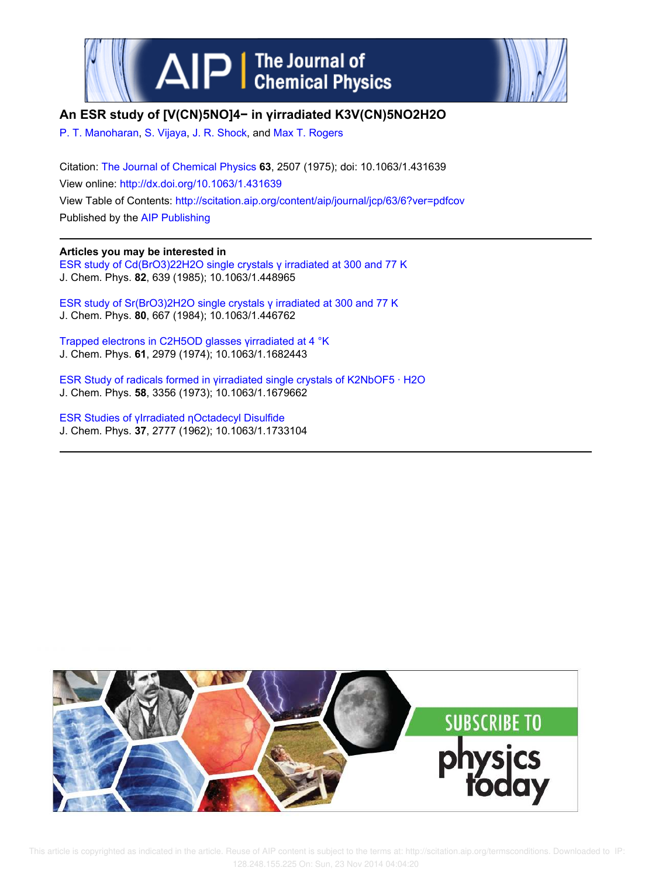# An ESR study of $[V(CN)_5NO]^{4-}$ in γirradiated $K_3V(CN)_5NO2H_2O$

P. T. Manoharan, S. Vijaya, J. R. Shock, and Max T. Rogers

Citation: The Journal of Chemical Physics **63**, 2507 (1975); doi: 10.1063/1.431639

View online: http://dx.doi.org/10.1063/1.431639

View Table of Contents: http://scitation.aip.org/content/aip/journal/jcp/63/6?ver=pdfcov

Published by the AIP Publishing

---

**Articles you may be interested in**

ESR study of $Cd(BrO_3)_22H_2O$ single crystals γ irradiated at 300 and 77 K
J. Chem. Phys. **82**, 639 (1985); 10.1063/1.448965

ESR study of $Sr(BrO_3)_2H_2O$ single crystals γ irradiated at 300 and 77 K
J. Chem. Phys. **80**, 667 (1984); 10.1063/1.446762

Trapped electrons in $C_2H_5OD$ glasses γirradiated at 4 °K
J. Chem. Phys. **61**, 2979 (1974); 10.1063/1.1682443

ESR Study of radicals formed in γirradiated single crystals of $K_2NbOF_5 \cdot H_2O$
J. Chem. Phys. **58**, 3356 (1973); 10.1063/1.1679662

ESR Studies of γIrradiated ηOctadecyl Disulfide
J. Chem. Phys. **37**, 2777 (1962); 10.1063/1.1733104

---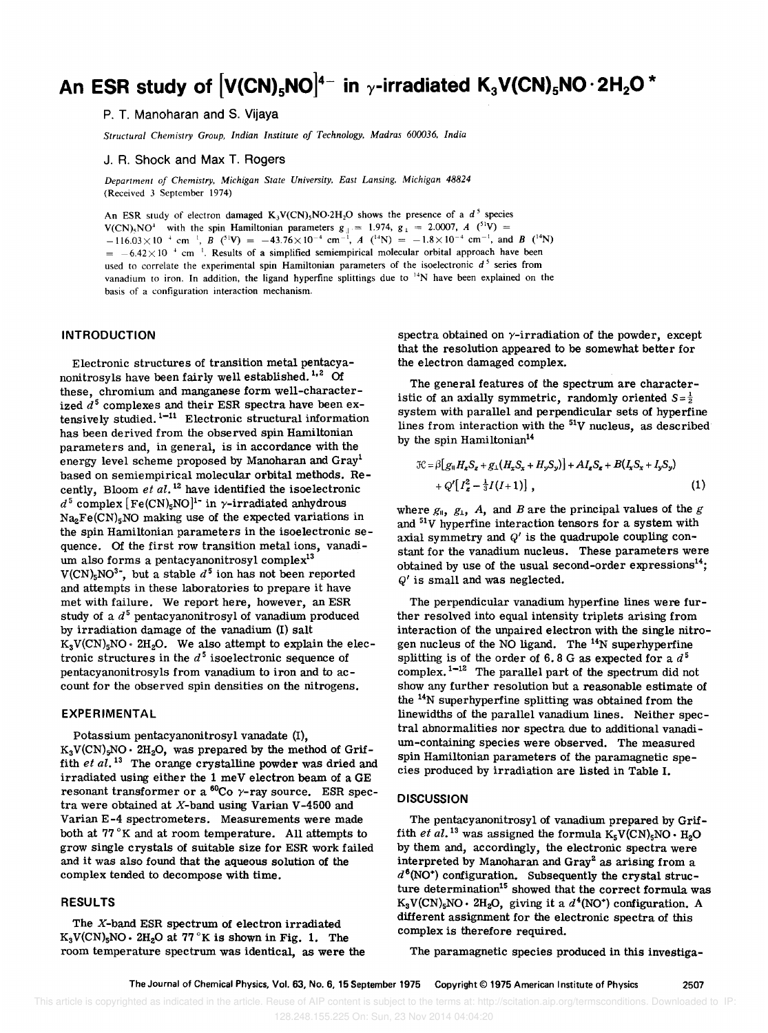# An ESR study of $[V(CN)_5NO]^{4-}$ in $\gamma$-irradiated $K_3V(CN)_5NO \cdot 2H_2O$ *

P. T. Manoharan and S. Vijaya

*Structural Chemistry Group, Indian Institute of Technology, Madras 600036, India*

J. R. Shock and Max T. Rogers

*Department of Chemistry, Michigan State University, East Lansing, Michigan 48824*
(Received 3 September 1974)

An ESR study of electron damaged $K_3V(CN)_5NO{\cdot}2H_2O$ shows the presence of a $d^5$ species $V(CN)_5NO^{4-}$ with the spin Hamiltonian parameters $g_\parallel = 1.974$, $g_\perp = 2.0007$, $A$ ($^{51}V$) $= -116.03\times10^{-4}$ cm$^{-1}$, $B$ ($^{51}V$) $= -43.76\times10^{-4}$ cm$^{-1}$, $A$ ($^{14}N$) $= -1.8\times10^{-4}$ cm$^{-1}$, and $B$ ($^{14}N$) $= -6.42\times10^{-4}$ cm$^{-1}$. Results of a simplified semiempirical molecular orbital approach have been used to correlate the experimental spin Hamiltonian parameters of the isoelectronic $d^5$ series from vanadium to iron. In addition, the ligand hyperfine splittings due to $^{14}N$ have been explained on the basis of a configuration interaction mechanism.

## INTRODUCTION

Electronic structures of transition metal pentacyanonitrosyls have been fairly well established.[1,2] Of these, chromium and manganese form well-characterized $d^5$ complexes and their ESR spectra have been extensively studied.[1–11] Electronic structural information has been derived from the observed spin Hamiltonian parameters and, in general, is in accordance with the energy level scheme proposed by Manoharan and Gray[1] based on semiempirical molecular orbital methods. Recently, Bloom *et al.*[12] have identified the isoelectronic $d^5$ complex $[Fe(CN)_5NO]^{1-}$ in $\gamma$-irradiated anhydrous $Na_2Fe(CN)_5NO$ making use of the expected variations in the spin Hamiltonian parameters in the isoelectronic sequence. Of the first row transition metal ions, vanadium also forms a pentacyanonitrosyl complex[13] $V(CN)_5NO^{3-}$, but a stable $d^5$ ion has not been reported and attempts in these laboratories to prepare it have met with failure. We report here, however, an ESR study of a $d^5$ pentacyanonitrosyl of vanadium produced by irradiation damage of the vanadium (I) salt $K_3V(CN)_5NO \cdot 2H_2O$. We also attempt to explain the electronic structures in the $d^5$ isoelectronic sequence of pentacyanonitrosyls from vanadium to iron and to account for the observed spin densities on the nitrogens.

## EXPERIMENTAL

Potassium pentacyanonitrosyl vanadate (I), $K_3V(CN)_5NO \cdot 2H_2O$, was prepared by the method of Griffith *et al.*[13] The orange crystalline powder was dried and irradiated using either the 1 meV electron beam of a GE resonant transformer or a $^{60}Co$ $\gamma$-ray source. ESR spectra were obtained at *X*-band using Varian V-4500 and Varian E-4 spectrometers. Measurements were made both at 77 °K and at room temperature. All attempts to grow single crystals of suitable size for ESR work failed and it was also found that the aqueous solution of the complex tended to decompose with time.

## RESULTS

The *X*-band ESR spectrum of electron irradiated $K_3V(CN)_5NO \cdot 2H_2O$ at 77 °K is shown in Fig. 1. The room temperature spectrum was identical, as were the spectra obtained on $\gamma$-irradiation of the powder, except that the resolution appeared to be somewhat better for the electron damaged complex.

The general features of the spectrum are characteristic of an axially symmetric, randomly oriented $S=\frac{1}{2}$ system with parallel and perpendicular sets of hyperfine lines from interaction with the $^{51}V$ nucleus, as described by the spin Hamiltonian[14]

$$\mathcal{H} = \beta[g_\parallel H_z S_z + g_\perp(H_x S_x + H_y S_y)] + A I_z S_z + B(I_x S_x + I_y S_y) + Q'[I_z^2 - \tfrac{1}{3}I(I+1)]\,, \quad (1)$$

where $g_\parallel$, $g_\perp$, $A$, and $B$ are the principal values of the $g$ and $^{51}V$ hyperfine interaction tensors for a system with axial symmetry and $Q'$ is the quadrupole coupling constant for the vanadium nucleus. These parameters were obtained by use of the usual second-order expressions[14]; $Q'$ is small and was neglected.

The perpendicular vanadium hyperfine lines were further resolved into equal intensity triplets arising from interaction of the unpaired electron with the single nitrogen nucleus of the NO ligand. The $^{14}N$ superhyperfine splitting is of the order of 6.8 G as expected for a $d^5$ complex.[1–12] The parallel part of the spectrum did not show any further resolution but a reasonable estimate of the $^{14}N$ superhyperfine splitting was obtained from the linewidths of the parallel vanadium lines. Neither spectral abnormalities nor spectra due to additional vanadium-containing species were observed. The measured spin Hamiltonian parameters of the paramagnetic species produced by irradiation are listed in Table I.

## DISCUSSION

The pentacyanonitrosyl of vanadium prepared by Griffith *et al.*[13] was assigned the formula $K_5V(CN)_5NO \cdot H_2O$ by them and, accordingly, the electronic spectra were interpreted by Manoharan and Gray[2] as arising from a $d^6(NO^+)$ configuration. Subsequently the crystal structure determination[15] showed that the correct formula was $K_3V(CN)_5NO \cdot 2H_2O$, giving it a $d^4(NO^+)$ configuration. A different assignment for the electronic spectra of this complex is therefore required.

The paramagnetic species produced in this investiga-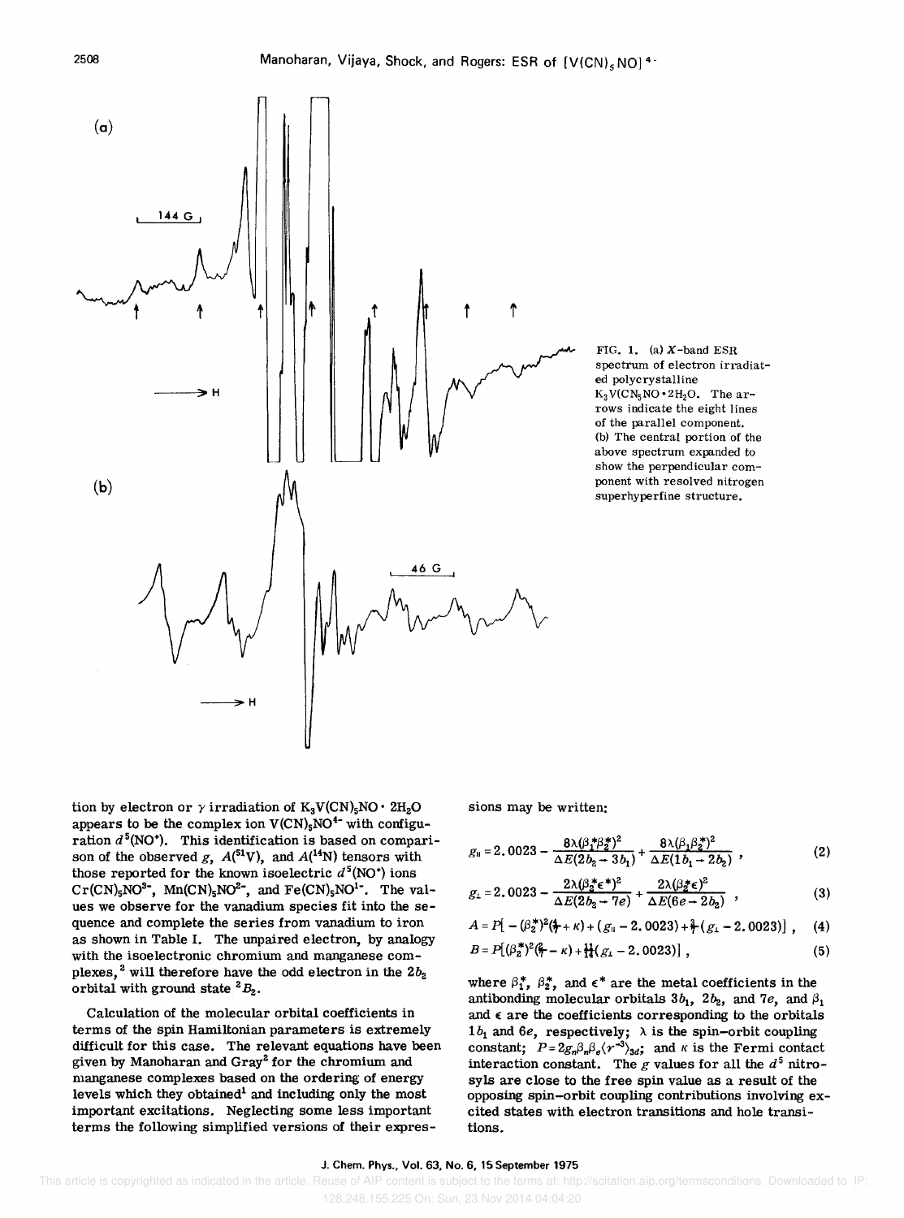FIG. 1. (a) X-band ESR spectrum of electron irradiated polycrystalline $K_3V(CN_5NO \cdot 2H_2O$. The arrows indicate the eight lines of the parallel component. (b) The central portion of the above spectrum expanded to show the perpendicular component with resolved nitrogen superhyperfine structure.

tion by electron or $\gamma$ irradiation of $K_3V(CN)_5NO \cdot 2H_2O$ appears to be the complex ion $V(CN)_5NO^{4-}$ with configuration $d^5(NO^+)$. This identification is based on comparison of the observed $g$, $A(^{51}V)$, and $A(^{14}N)$ tensors with those reported for the known isoelectric $d^5(NO^+)$ ions $Cr(CN)_5NO^{3-}$, $Mn(CN)_5NO^{2-}$, and $Fe(CN)_5NO^{1-}$. The values we observe for the vanadium species fit into the sequence and complete the series from vanadium to iron as shown in Table I. The unpaired electron, by analogy with the isoelectronic chromium and manganese complexes,[2] will therefore have the odd electron in the $2b_2$ orbital with ground state $^2B_2$.

Calculation of the molecular orbital coefficients in terms of the spin Hamiltonian parameters is extremely difficult for this case. The relevant equations have been given by Manoharan and Gray[2] for the chromium and manganese complexes based on the ordering of energy levels which they obtained[1] and including only the most important excitations. Neglecting some less important terms the following simplified versions of their expressions may be written:

$$g_{\parallel} = 2.0023 - \frac{8\lambda(\beta_1^*\beta_2^*)^2}{\Delta E(2b_2 \to 3b_1)} + \frac{8\lambda(\beta_1\beta_2^*)^2}{\Delta E(1b_1 \to 2b_2)}, \tag{2}$$

$$g_{\perp} = 2.0023 - \frac{2\lambda(\beta_2^*\epsilon^*)^2}{\Delta E(2b_2 \to 7e)} + \frac{2\lambda(\beta_2^*\epsilon)^2}{\Delta E(6e \to 2b_2)}, \tag{3}$$

$$A = P[-(\beta_2^*)^2(\tfrac{4}{7} + \kappa) + (g_{\parallel} - 2.0023) + \tfrac{3}{7}(g_{\perp} - 2.0023)], \tag{4}$$

$$B = P[(\beta_2^*)^2(\tfrac{2}{7} - \kappa) + \tfrac{11}{14}(g_{\perp} - 2.0023)], \tag{5}$$

where $\beta_1^*$, $\beta_2^*$, and $\epsilon^*$ are the metal coefficients in the antibonding molecular orbitals $3b_1$, $2b_2$, and $7e$, and $\beta_1$ and $\epsilon$ are the coefficients corresponding to the orbitals $1b_1$ and $6e$, respectively; $\lambda$ is the spin–orbit coupling constant; $P = 2g_n\beta_n\beta_e\langle r^{-3}\rangle_{3d}$; and $\kappa$ is the Fermi contact interaction constant. The $g$ values for all the $d^5$ nitrosyls are close to the free spin value as a result of the opposing spin–orbit coupling contributions involving excited states with electron transitions and hole transitions.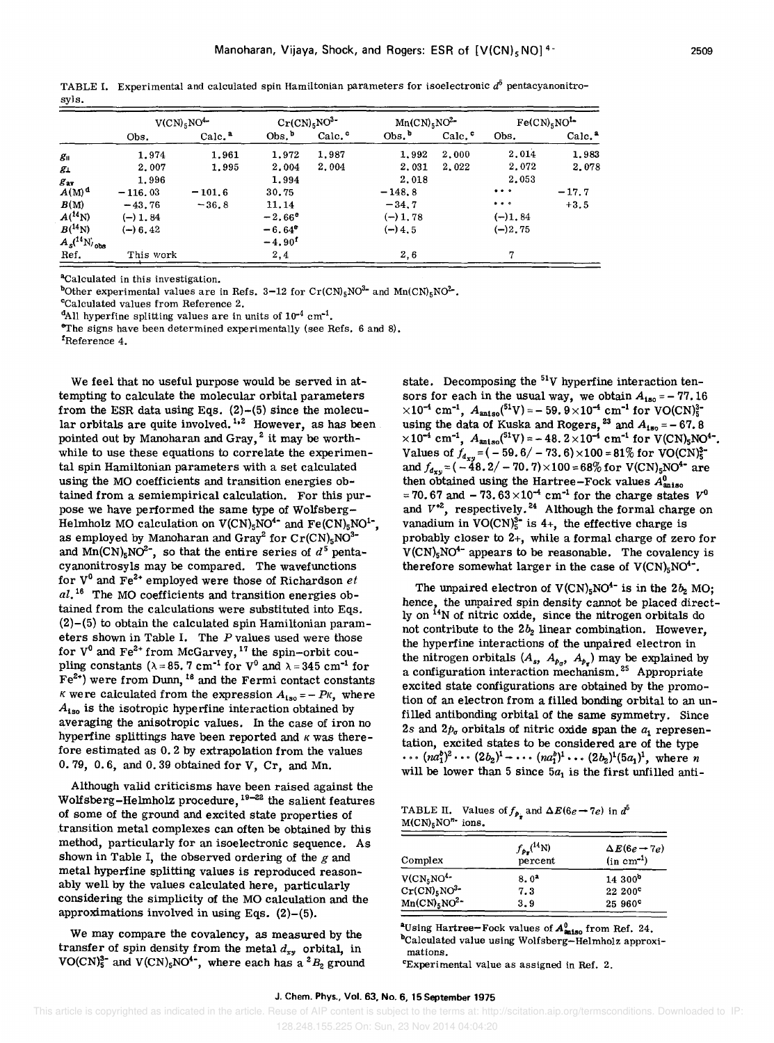TABLE I. Experimental and calculated spin Hamiltonian parameters for isoelectronic $d^5$ pentacyanonitrosyls.

| | $V(CN)_5NO^{4-}$ | | $Cr(CN)_5NO^{3-}$ | | $Mn(CN)_5NO^{2-}$ | | $Fe(CN)_5NO^{1-}$ | |
|---|---|---|---|---|---|---|---|---|
| | Obs. | Calc.[a] | Obs.[b] | Calc.[c] | Obs.[b] | Calc.[c] | Obs. | Calc.[a] |
| $g_{\parallel}$ | 1.974 | 1.961 | 1.972 | 1.987 | 1.992 | 2.000 | 2.014 | 1.983 |
| $g_{\perp}$ | 2.007 | 1.995 | 2.004 | 2.004 | 2.031 | 2.022 | 2.072 | 2.078 |
| $g_{av}$ | 1.996 | | 1.994 | | 2.018 | | 2.053 | |
| $A(M)$[d] | −116.03 | −101.6 | 30.75 | | −148.8 | | ... | −17.7 |
| $B(M)$ | −43.76 | −36.8 | 11.14 | | −34.7 | | ... | +3.5 |
| $A(^{14}N)$ | (−)1.84 | | −2.66[e] | | (−)1.78 | | (−)1.84 | |
| $B(^{14}N)$ | (−)6.42 | | −6.64[e] | | (−)4.5 | | (−)2.75 | |
| $A_s(^{14}N)_{obs}$ | | | −4.90[f] | | | | | |
| Ref. | This work | | 2,4 | | 2,6 | | 7 | |

[a]Calculated in this investigation.

[b]Other experimental values are in Refs. 3–12 for $Cr(CN)_5NO^{3-}$ and $Mn(CN)_5NO^{2-}$.

[c]Calculated values from Reference 2.

[d]All hyperfine splitting values are in units of $10^{-4}$ cm$^{-1}$.

[e]The signs have been determined experimentally (see Refs. 6 and 8).

[f]Reference 4.

We feel that no useful purpose would be served in attempting to calculate the molecular orbital parameters from the ESR data using Eqs. (2)–(5) since the molecular orbitals are quite involved.[1,2] However, as has been pointed out by Manoharan and Gray,[2] it may be worthwhile to use these equations to correlate the experimental spin Hamiltonian parameters with a set calculated using the MO coefficients and transition energies obtained from a semiempirical calculation. For this purpose we have performed the same type of Wolfsberg–Helmholz MO calculation on $V(CN)_5NO^{4-}$ and $Fe(CN)_5NO^{1-}$, as employed by Manoharan and Gray[2] for $Cr(CN)_5NO^{3-}$ and $Mn(CN)_5NO^{2-}$, so that the entire series of $d^5$ pentacyanonitrosyls may be compared. The wavefunctions for $V^0$ and $Fe^{2+}$ employed were those of Richardson *et al.*[16] The MO coefficients and transition energies obtained from the calculations were substituted into Eqs. (2)–(5) to obtain the calculated spin Hamiltonian parameters shown in Table I. The $P$ values used were those for $V^0$ and $Fe^{2+}$ from McGarvey,[17] the spin–orbit coupling constants ($\lambda = 85.7$ cm$^{-1}$ for $V^0$ and $\lambda = 345$ cm$^{-1}$ for $Fe^{2+}$) were from Dunn,[18] and the Fermi contact constants $\kappa$ were calculated from the expression $A_{iso} = -P\kappa$, where $A_{iso}$ is the isotropic hyperfine interaction obtained by averaging the anisotropic values. In the case of iron no hyperfine splittings have been reported and $\kappa$ was therefore estimated as 0.2 by extrapolation from the values 0.79, 0.6, and 0.39 obtained for V, Cr, and Mn.

Although valid criticisms have been raised against the Wolfsberg–Helmholz procedure,[19–22] the salient features of some of the ground and excited state properties of transition metal complexes can often be obtained by this method, particularly for an isoelectronic sequence. As shown in Table I, the observed ordering of the $g$ and metal hyperfine splitting values is reproduced reasonably well by the values calculated here, particularly considering the simplicity of the MO calculation and the approximations involved in using Eqs. (2)–(5).

We may compare the covalency, as measured by the transfer of spin density from the metal $d_{xy}$ orbital, in $VO(CN)_5^{3-}$ and $V(CN)_5NO^{4-}$, where each has a $^2B_2$ ground state. Decomposing the $^{51}V$ hyperfine interaction tensors for each in the usual way, we obtain $A_{iso} = -77.16 \times 10^{-4}$ cm$^{-1}$, $A_{aniso}(^{51}V) = -59.9 \times 10^{-4}$ cm$^{-1}$ for $VO(CN)_5^{3-}$ using the data of Kuska and Rogers,[23] and $A_{iso} = -67.8 \times 10^{-4}$ cm$^{-1}$, $A_{aniso}(^{51}V) = -48.2 \times 10^{-4}$ cm$^{-1}$ for $V(CN)_5NO^{4-}$. Values of $f_{d_{xy}} = (-59.6/-73.6) \times 100 = 81\%$ for $VO(CN)_5^{3-}$ and $f_{d_{xy}} = (-48.2/-70.7) \times 100 = 68\%$ for $V(CN)_5NO^{4-}$ are then obtained using the Hartree–Fock values $A^0_{aniso} = 70.67$ and $-73.63 \times 10^{-4}$ cm$^{-1}$ for the charge states $V^0$ and $V^{+2}$, respectively.[24] Although the formal charge on vanadium in $VO(CN)_5^{3-}$ is 4+, the effective charge is probably closer to 2+, while a formal charge of zero for $V(CN)_5NO^{4-}$ appears to be reasonable. The covalency is therefore somewhat larger in the case of $V(CN)_5NO^{4-}$.

The unpaired electron of $V(CN)_5NO^{4-}$ is in the $2b_2$ MO; hence, the unpaired spin density cannot be placed directly on $^{14}N$ of nitric oxide, since the nitrogen orbitals do not contribute to the $2b_2$ linear combination. However, the hyperfine interactions of the unpaired electron in the nitrogen orbitals ($A_s$, $A_{p_\sigma}$, $A_{p_\pi}$) may be explained by a configuration interaction mechanism.[25] Appropriate excited state configurations are obtained by the promotion of an electron from a filled bonding orbital to an unfilled antibonding orbital of the same symmetry. Since $2s$ and $2p_\sigma$ orbitals of nitric oxide span the $a_1$ representation, excited states to be considered are of the type $\cdots (na_1^b)^2 \cdots (2b_2)^1 \rightarrow \cdots (na_1^b)^1 \cdots (2b_2)^1 (5a_1)^1$, where $n$ will be lower than 5 since $5a_1$ is the first unfilled anti-

TABLE II. Values of $f_{p_\pi}$ and $\Delta E(6e \rightarrow 7e)$ in $d^5$ $M(CN)_5NO^{n-}$ ions.

| Complex | $f_{p_\pi}(^{14}N)$ percent | $\Delta E(6e \rightarrow 7e)$ (in cm$^{-1}$) |
|---|---|---|
| $V(CN_5NO^{4-}$ | 8.0[a] | 14 300[b] |
| $Cr(CN)_5NO^{3-}$ | 7.3 | 22 200[c] |
| $Mn(CN)_5NO^{2-}$ | 3.9 | 25 960[c] |

[a]Using Hartree–Fock values of $A^0_{aniso}$ from Ref. 24.

[b]Calculated value using Wolfsberg–Helmholz approximations.

[c]Experimental value as assigned in Ref. 2.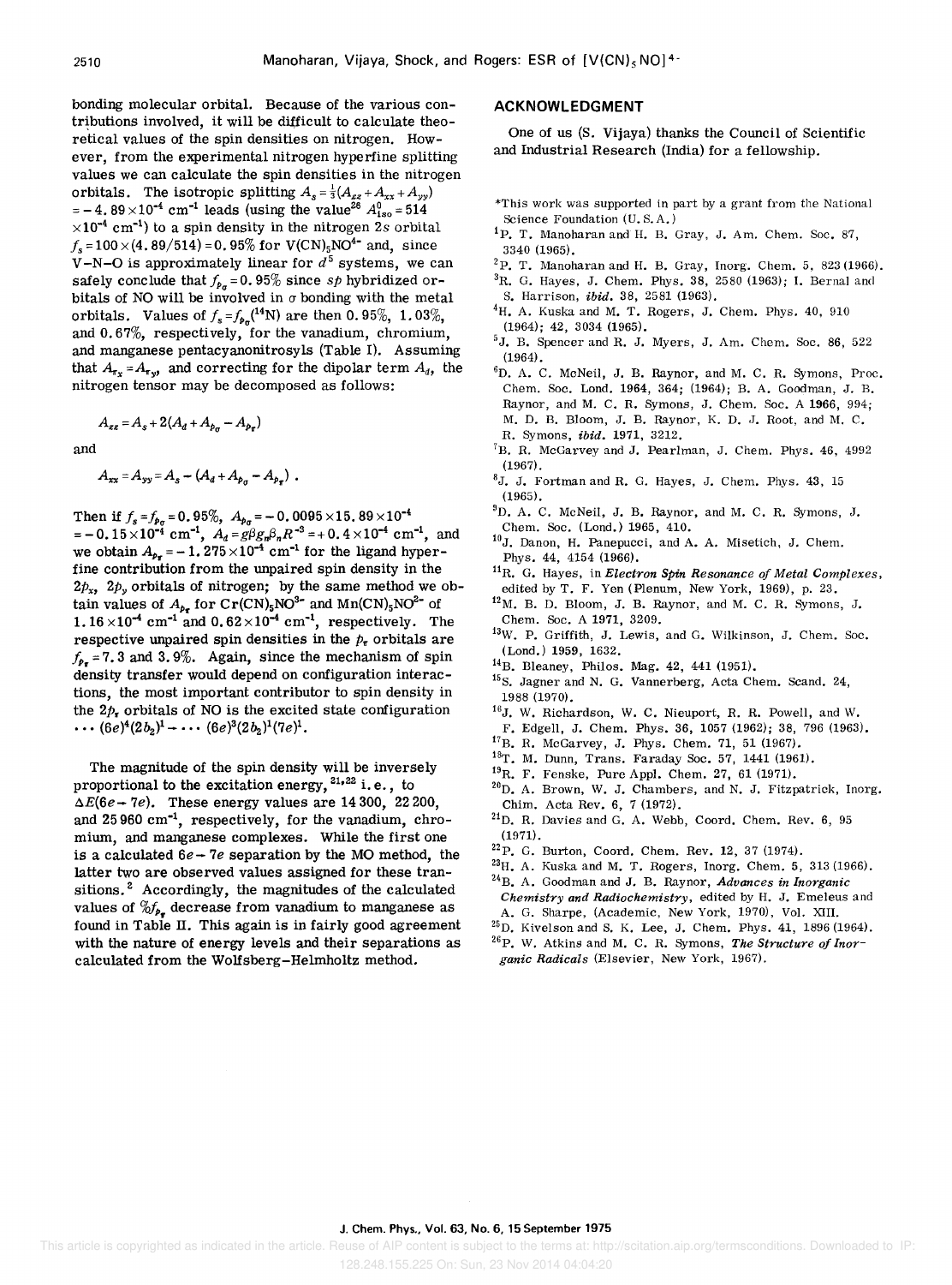bonding molecular orbital. Because of the various contributions involved, it will be difficult to calculate theoretical values of the spin densities on nitrogen. However, from the experimental nitrogen hyperfine splitting values we can calculate the spin densities in the nitrogen orbitals. The isotropic splitting $A_s = \frac{1}{3}(A_{zz} + A_{xx} + A_{yy}) = -4.89 \times 10^{-4}$ cm$^{-1}$ leads (using the value[26] $A^0_{\text{iso}} = 514 \times 10^{-4}$ cm$^{-1}$) to a spin density in the nitrogen 2s orbital $f_s = 100 \times (4.89/514) = 0.95\%$ for $V(CN)_5NO^{4-}$ and, since V–N–O is approximately linear for $d^5$ systems, we can safely conclude that $f_{p_\sigma} = 0.95\%$ since *sp* hybridized orbitals of NO will be involved in σ bonding with the metal orbitals. Values of $f_s = f_{p_\sigma}(^{14}\text{N})$ are then 0.95%, 1.03%, and 0.67%, respectively, for the vanadium, chromium, and manganese pentacyanonitrosyls (Table I). Assuming that $A_{\pi_x} = A_{\pi_y}$, and correcting for the dipolar term $A_d$, the nitrogen tensor may be decomposed as follows:

$$A_{zz} = A_s + 2(A_d + A_{p_\sigma} - A_{p_\pi})$$

and

$$A_{xx} = A_{yy} = A_s - (A_d + A_{p_\sigma} - A_{p_\pi}) .$$

Then if $f_s = f_{p_\sigma} = 0.95\%$, $A_{p_\sigma} = -0.0095 \times 15.89 \times 10^{-4} = -0.15 \times 10^{-4}$ cm$^{-1}$, $A_d = g\beta g_n \beta_n R^{-3} = +0.4 \times 10^{-4}$ cm$^{-1}$, and we obtain $A_{p_\pi} = -1.275 \times 10^{-4}$ cm$^{-1}$ for the ligand hyperfine contribution from the unpaired spin density in the $2p_x$, $2p_y$ orbitals of nitrogen; by the same method we obtain values of $A_{p_\pi}$ for $Cr(CN)_5NO^{3-}$ and $Mn(CN)_5NO^{2-}$ of $1.16 \times 10^{-4}$ cm$^{-1}$ and $0.62 \times 10^{-4}$ cm$^{-1}$, respectively. The respective unpaired spin densities in the $p_\pi$ orbitals are $f_{p_\pi} = 7.3$ and 3.9%. Again, since the mechanism of spin density transfer would depend on configuration interactions, the most important contributor to spin density in the $2p_\pi$ orbitals of NO is the excited state configuration $\cdots (6e)^4(2b_2)^1 \to \cdots (6e)^3(2b_2)^1(7e)^1$.

The magnitude of the spin density will be inversely proportional to the excitation energy,[21,22] i.e., to $\Delta E(6e \to 7e)$. These energy values are 14 300, 22 200, and 25 960 cm$^{-1}$, respectively, for the vanadium, chromium, and manganese complexes. While the first one is a calculated $6e - 7e$ separation by the MO method, the latter two are observed values assigned for these transitions.[2] Accordingly, the magnitudes of the calculated values of $\% f_{p_\pi}$ decrease from vanadium to manganese as found in Table II. This again is in fairly good agreement with the nature of energy levels and their separations as calculated from the Wolfsberg–Helmholtz method.

## ACKNOWLEDGMENT

One of us (S. Vijaya) thanks the Council of Scientific and Industrial Research (India) for a fellowship.

*This work was supported in part by a grant from the National Science Foundation (U.S.A.)

[1] P. T. Manoharan and H. B. Gray, J. Am. Chem. Soc. 87, 3340 (1965).

[2] P. T. Manoharan and H. B. Gray, Inorg. Chem. 5, 823 (1966).

[3] R. G. Hayes, J. Chem. Phys. 38, 2580 (1963); I. Bernal and S. Harrison, *ibid.* 38, 2581 (1963).

[4] H. A. Kuska and M. T. Rogers, J. Chem. Phys. 40, 910 (1964); 42, 3034 (1965).

[5] J. B. Spencer and R. J. Myers, J. Am. Chem. Soc. 86, 522 (1964).

[6] D. A. C. McNeil, J. B. Raynor, and M. C. R. Symons, Proc. Chem. Soc. Lond. 1964, 364; (1964); B. A. Goodman, J. B. Raynor, and M. C. R. Symons, J. Chem. Soc. A 1966, 994; M. D. B. Bloom, J. B. Raynor, K. D. J. Root, and M. C. R. Symons, *ibid.* 1971, 3212.

[7] B. R. McGarvey and J. Pearlman, J. Chem. Phys. 46, 4992 (1967).

[8] J. Fortman and R. G. Hayes, J. Chem. Phys. 43, 15 (1965).

[9] D. A. C. McNeil, J. B. Raynor, and M. C. R. Symons, J. Chem. Soc. (Lond.) 1965, 410.

[10] J. Danon, H. Panepucci, and A. A. Misetich, J. Chem. Phys. 44, 4154 (1966).

[11] R. G. Hayes, in *Electron Spin Resonance of Metal Complexes*, edited by T. F. Yen (Plenum, New York, 1969), p. 23.

[12] M. B. D. Bloom, J. B. Raynor, and M. C. R. Symons, J. Chem. Soc. A 1971, 3209.

[13] W. P. Griffith, J. Lewis, and G. Wilkinson, J. Chem. Soc. (Lond.) 1959, 1632.

[14] B. Bleaney, Philos. Mag. 42, 441 (1951).

[15] S. Jagner and N. G. Vannerberg, Acta Chem. Scand. 24, 1988 (1970).

[16] J. W. Richardson, W. C. Nieuport, R. R. Powell, and W. F. Edgell, J. Chem. Phys. 36, 1057 (1962); 38, 796 (1963).

[17] B. R. McGarvey, J. Phys. Chem. 71, 51 (1967).

[18] T. M. Dunn, Trans. Faraday Soc. 57, 1441 (1961).

[19] R. F. Fenske, Pure Appl. Chem. 27, 61 (1971).

[20] D. A. Brown, W. J. Chambers, and N. J. Fitzpatrick, Inorg. Chim. Acta Rev. 6, 7 (1972).

[21] D. R. Davies and G. A. Webb, Coord. Chem. Rev. 6, 95 (1971).

[22] P. G. Burton, Coord. Chem. Rev. 12, 37 (1974).

[23] H. A. Kuska and M. T. Rogers, Inorg. Chem. 5, 313 (1966).

[24] B. A. Goodman and J. B. Raynor, *Advances in Inorganic Chemistry and Radiochemistry*, edited by H. J. Emeleus and A. G. Sharpe, (Academic, New York, 1970), Vol. XIII.

[25] D. Kivelson and S. K. Lee, J. Chem. Phys. 41, 1896 (1964).

[26] P. W. Atkins and M. C. R. Symons, *The Structure of Inorganic Radicals* (Elsevier, New York, 1967).